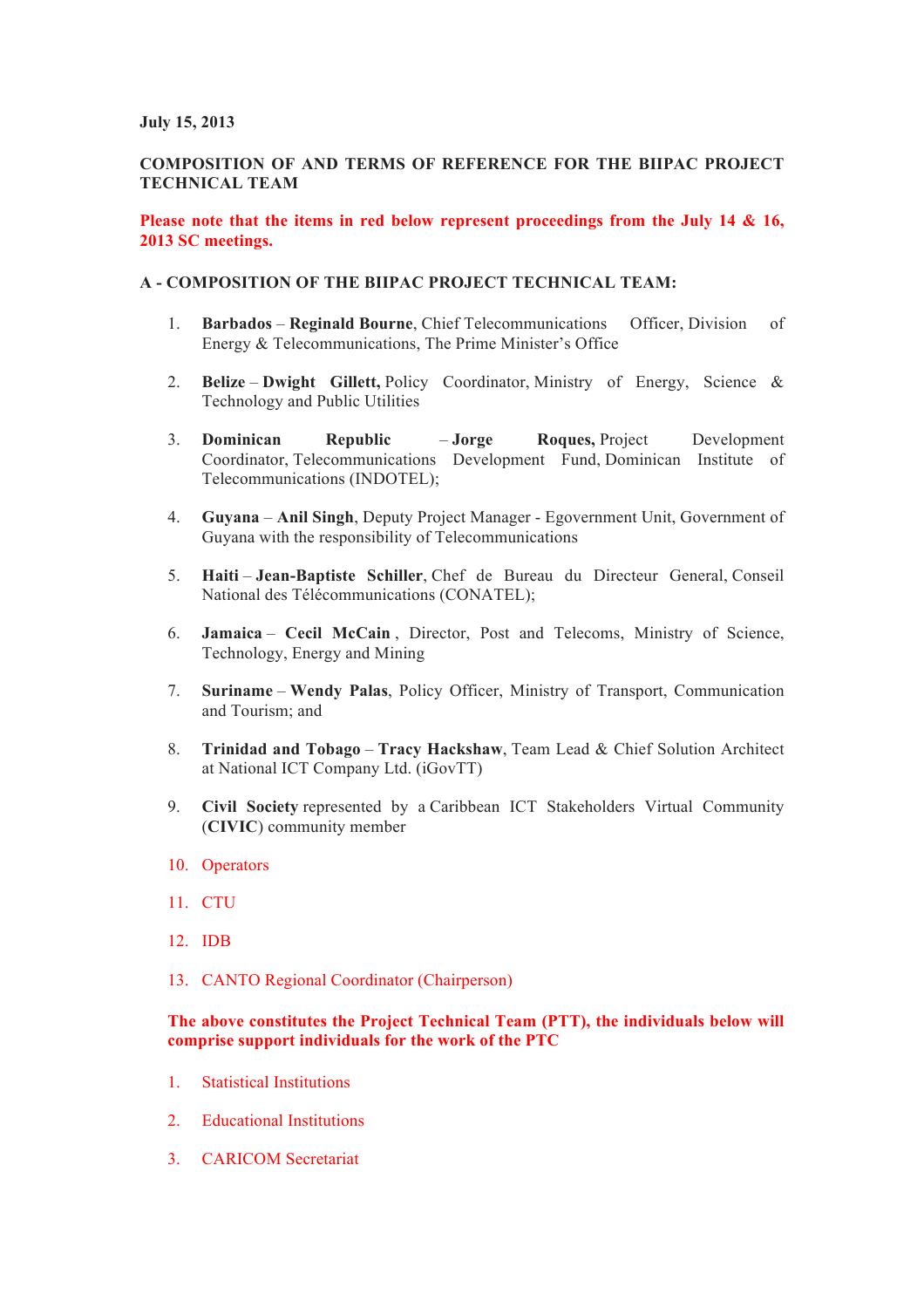**July 15, 2013**

**COMPOSITION OF AND TERMS OF REFERENCE FOR THE BIIPAC PROJECT TECHNICAL TEAM**

**Please note that the items in red below represent proceedings from the July 14 & 16, 2013 SC meetings.**

**A - COMPOSITION OF THE BIIPAC PROJECT TECHNICAL TEAM:**

1. **Barbados** – **Reginald Bourne**, Chief Telecommunications Officer, Division of Energy & Telecommunications, The Prime Minister's Office

2. **Belize** – **Dwight Gillett,** Policy Coordinator, Ministry of Energy, Science & Technology and Public Utilities

3. **Dominican Republic** – **Jorge Roques,** Project Development Coordinator, Telecommunications Development Fund, Dominican Institute of Telecommunications (INDOTEL);

4. **Guyana** – **Anil Singh**, Deputy Project Manager - Egovernment Unit, Government of Guyana with the responsibility of Telecommunications

5. **Haiti** – **Jean-Baptiste Schiller**, Chef de Bureau du Directeur General, Conseil National des Télécommunications (CONATEL);

6. **Jamaica** – **Cecil McCain** , Director, Post and Telecoms, Ministry of Science, Technology, Energy and Mining

7. **Suriname** – **Wendy Palas**, Policy Officer, Ministry of Transport, Communication and Tourism; and

8. **Trinidad and Tobago** – **Tracy Hackshaw**, Team Lead & Chief Solution Architect at National ICT Company Ltd. (iGovTT)

9. **Civil Society** represented by a Caribbean ICT Stakeholders Virtual Community (**CIVIC**) community member

10. Operators

11. CTU

12. IDB

13. CANTO Regional Coordinator (Chairperson)

**The above constitutes the Project Technical Team (PTT), the individuals below will comprise support individuals for the work of the PTC**

1. Statistical Institutions

2. Educational Institutions

3. CARICOM Secretariat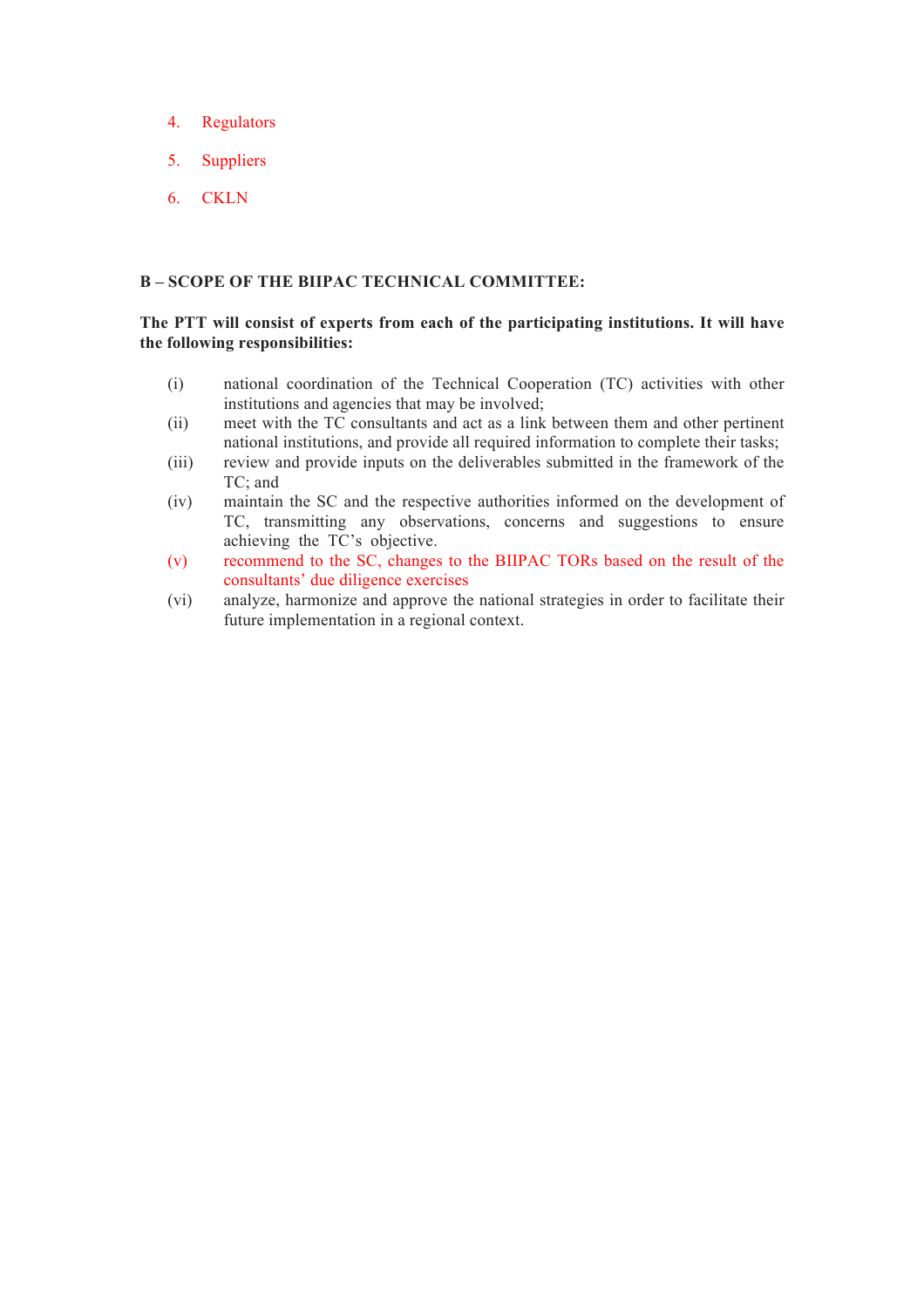4. Regulators
5. Suppliers
6. CKLN

**B – SCOPE OF THE BIIPAC TECHNICAL COMMITTEE:**

**The PTT will consist of experts from each of the participating institutions. It will have the following responsibilities:**

(i) national coordination of the Technical Cooperation (TC) activities with other institutions and agencies that may be involved;

(ii) meet with the TC consultants and act as a link between them and other pertinent national institutions, and provide all required information to complete their tasks;

(iii) review and provide inputs on the deliverables submitted in the framework of the TC; and

(iv) maintain the SC and the respective authorities informed on the development of TC, transmitting any observations, concerns and suggestions to ensure achieving the TC's objective.

(v) recommend to the SC, changes to the BIIPAC TORs based on the result of the consultants' due diligence exercises

(vi) analyze, harmonize and approve the national strategies in order to facilitate their future implementation in a regional context.